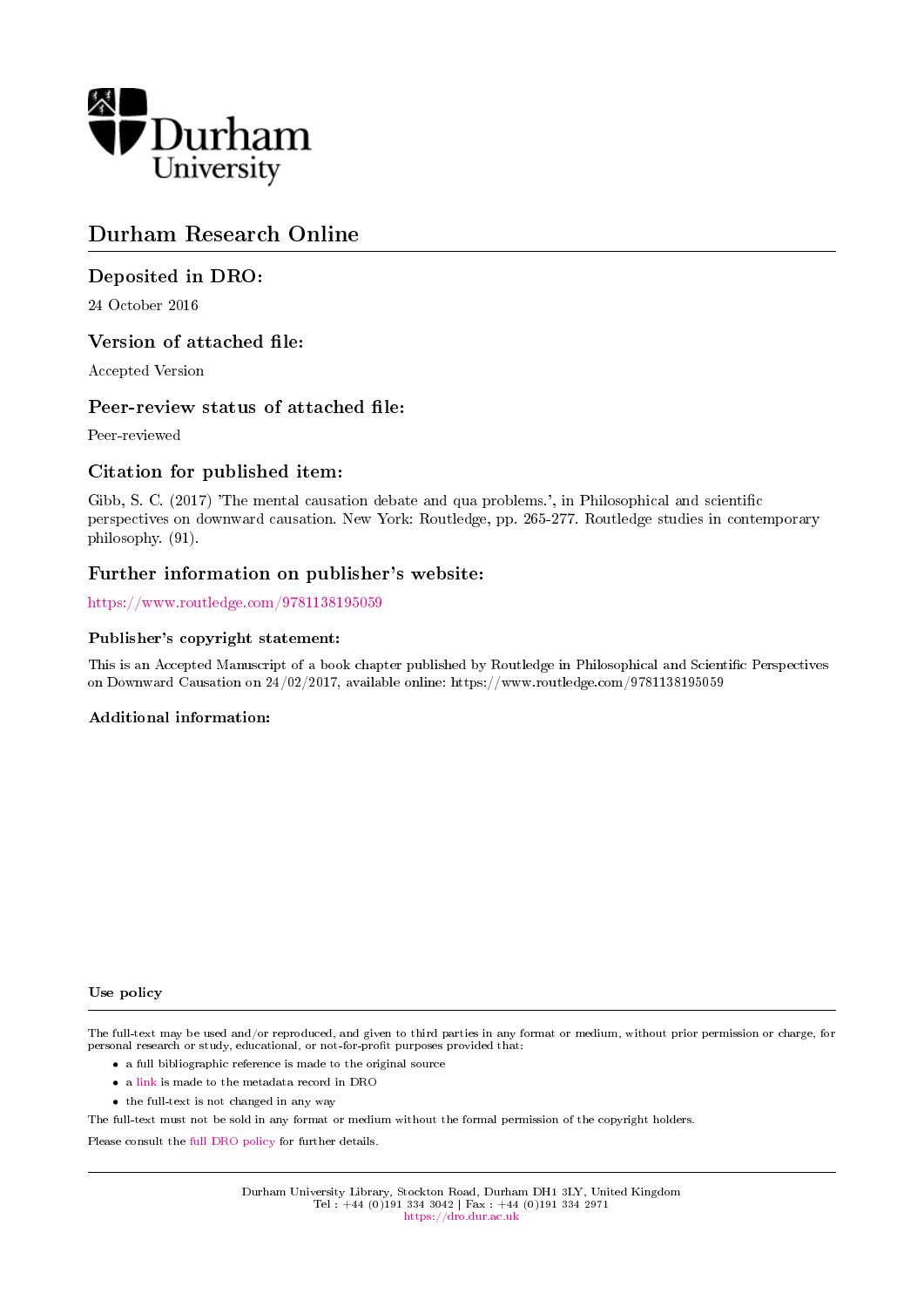# Durham Research Online

## Deposited in DRO:

24 October 2016

## Version of attached file:

Accepted Version

## Peer-review status of attached file:

Peer-reviewed

## Citation for published item:

Gibb, S. C. (2017) 'The mental causation debate and qua problems.', in Philosophical and scientific perspectives on downward causation. New York: Routledge, pp. 265-277. Routledge studies in contemporary philosophy. (91).

## Further information on publisher's website:

https://www.routledge.com/9781138195059

### Publisher's copyright statement:

This is an Accepted Manuscript of a book chapter published by Routledge in Philosophical and Scientific Perspectives on Downward Causation on 24/02/2017, available online: https://www.routledge.com/9781138195059

### Additional information:

### Use policy

The full-text may be used and/or reproduced, and given to third parties in any format or medium, without prior permission or charge, for personal research or study, educational, or not-for-profit purposes provided that:

- a full bibliographic reference is made to the original source
- a link is made to the metadata record in DRO
- the full-text is not changed in any way

The full-text must not be sold in any format or medium without the formal permission of the copyright holders.

Please consult the full DRO policy for further details.

Durham University Library, Stockton Road, Durham DH1 3LY, United Kingdom
Tel : +44 (0)191 334 3042 | Fax : +44 (0)191 334 2971
https://dro.dur.ac.uk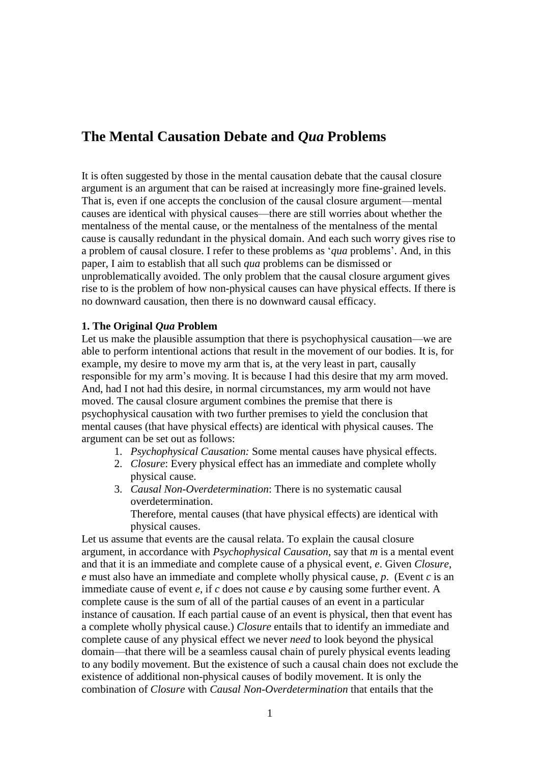# The Mental Causation Debate and *Qua* Problems

It is often suggested by those in the mental causation debate that the causal closure argument is an argument that can be raised at increasingly more fine-grained levels. That is, even if one accepts the conclusion of the causal closure argument—mental causes are identical with physical causes—there are still worries about whether the mentalness of the mental cause, or the mentalness of the mentalness of the mental cause is causally redundant in the physical domain. And each such worry gives rise to a problem of causal closure. I refer to these problems as '*qua* problems'. And, in this paper, I aim to establish that all such *qua* problems can be dismissed or unproblematically avoided. The only problem that the causal closure argument gives rise to is the problem of how non-physical causes can have physical effects. If there is no downward causation, then there is no downward causal efficacy.

**1. The Original *Qua* Problem**

Let us make the plausible assumption that there is psychophysical causation—we are able to perform intentional actions that result in the movement of our bodies. It is, for example, my desire to move my arm that is, at the very least in part, causally responsible for my arm's moving. It is because I had this desire that my arm moved. And, had I not had this desire, in normal circumstances, my arm would not have moved. The causal closure argument combines the premise that there is psychophysical causation with two further premises to yield the conclusion that mental causes (that have physical effects) are identical with physical causes. The argument can be set out as follows:

1. *Psychophysical Causation:* Some mental causes have physical effects.
2. *Closure*: Every physical effect has an immediate and complete wholly physical cause.
3. *Causal Non-Overdetermination*: There is no systematic causal overdetermination.

   Therefore, mental causes (that have physical effects) are identical with physical causes.

Let us assume that events are the causal relata. To explain the causal closure argument, in accordance with *Psychophysical Causation*, say that *m* is a mental event and that it is an immediate and complete cause of a physical event, *e*. Given *Closure*, *e* must also have an immediate and complete wholly physical cause, *p*. (Event *c* is an immediate cause of event *e*, if *c* does not cause *e* by causing some further event. A complete cause is the sum of all of the partial causes of an event in a particular instance of causation. If each partial cause of an event is physical, then that event has a complete wholly physical cause.) *Closure* entails that to identify an immediate and complete cause of any physical effect we never *need* to look beyond the physical domain—that there will be a seamless causal chain of purely physical events leading to any bodily movement. But the existence of such a causal chain does not exclude the existence of additional non-physical causes of bodily movement. It is only the combination of *Closure* with *Causal Non-Overdetermination* that entails that the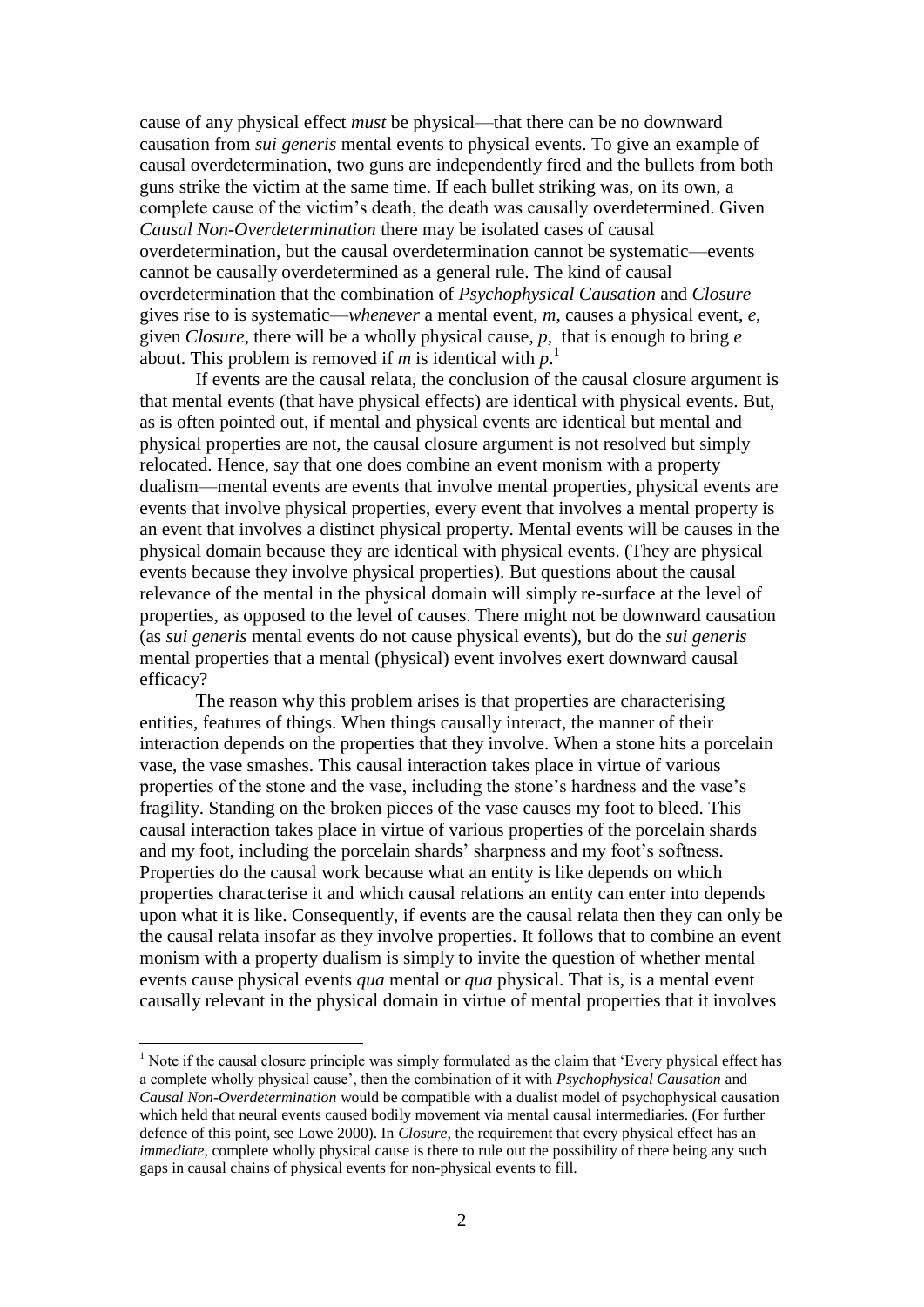cause of any physical effect *must* be physical—that there can be no downward causation from *sui generis* mental events to physical events. To give an example of causal overdetermination, two guns are independently fired and the bullets from both guns strike the victim at the same time. If each bullet striking was, on its own, a complete cause of the victim's death, the death was causally overdetermined. Given *Causal Non-Overdetermination* there may be isolated cases of causal overdetermination, but the causal overdetermination cannot be systematic—events cannot be causally overdetermined as a general rule. The kind of causal overdetermination that the combination of *Psychophysical Causation* and *Closure* gives rise to is systematic—*whenever* a mental event, *m*, causes a physical event, *e*, given *Closure*, there will be a wholly physical cause, *p*, that is enough to bring *e* about. This problem is removed if *m* is identical with *p*.[1]

If events are the causal relata, the conclusion of the causal closure argument is that mental events (that have physical effects) are identical with physical events. But, as is often pointed out, if mental and physical events are identical but mental and physical properties are not, the causal closure argument is not resolved but simply relocated. Hence, say that one does combine an event monism with a property dualism—mental events are events that involve mental properties, physical events are events that involve physical properties, every event that involves a mental property is an event that involves a distinct physical property. Mental events will be causes in the physical domain because they are identical with physical events. (They are physical events because they involve physical properties). But questions about the causal relevance of the mental in the physical domain will simply re-surface at the level of properties, as opposed to the level of causes. There might not be downward causation (as *sui generis* mental events do not cause physical events), but do the *sui generis* mental properties that a mental (physical) event involves exert downward causal efficacy?

The reason why this problem arises is that properties are characterising entities, features of things. When things causally interact, the manner of their interaction depends on the properties that they involve. When a stone hits a porcelain vase, the vase smashes. This causal interaction takes place in virtue of various properties of the stone and the vase, including the stone's hardness and the vase's fragility. Standing on the broken pieces of the vase causes my foot to bleed. This causal interaction takes place in virtue of various properties of the porcelain shards and my foot, including the porcelain shards' sharpness and my foot's softness. Properties do the causal work because what an entity is like depends on which properties characterise it and which causal relations an entity can enter into depends upon what it is like. Consequently, if events are the causal relata then they can only be the causal relata insofar as they involve properties. It follows that to combine an event monism with a property dualism is simply to invite the question of whether mental events cause physical events *qua* mental or *qua* physical. That is, is a mental event causally relevant in the physical domain in virtue of mental properties that it involves

[1] Note if the causal closure principle was simply formulated as the claim that 'Every physical effect has a complete wholly physical cause', then the combination of it with *Psychophysical Causation* and *Causal Non-Overdetermination* would be compatible with a dualist model of psychophysical causation which held that neural events caused bodily movement via mental causal intermediaries. (For further defence of this point, see Lowe 2000). In *Closure*, the requirement that every physical effect has an *immediate*, complete wholly physical cause is there to rule out the possibility of there being any such gaps in causal chains of physical events for non-physical events to fill.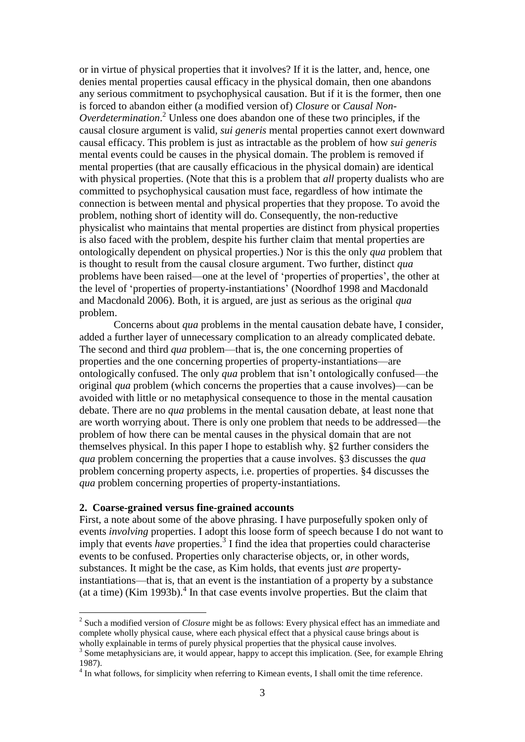or in virtue of physical properties that it involves? If it is the latter, and, hence, one denies mental properties causal efficacy in the physical domain, then one abandons any serious commitment to psychophysical causation. But if it is the former, then one is forced to abandon either (a modified version of) *Closure* or *Causal Non-Overdetermination*.[2] Unless one does abandon one of these two principles, if the causal closure argument is valid, *sui generis* mental properties cannot exert downward causal efficacy. This problem is just as intractable as the problem of how *sui generis* mental events could be causes in the physical domain. The problem is removed if mental properties (that are causally efficacious in the physical domain) are identical with physical properties. (Note that this is a problem that *all* property dualists who are committed to psychophysical causation must face, regardless of how intimate the connection is between mental and physical properties that they propose. To avoid the problem, nothing short of identity will do. Consequently, the non-reductive physicalist who maintains that mental properties are distinct from physical properties is also faced with the problem, despite his further claim that mental properties are ontologically dependent on physical properties.) Nor is this the only *qua* problem that is thought to result from the causal closure argument. Two further, distinct *qua* problems have been raised—one at the level of 'properties of properties', the other at the level of 'properties of property-instantiations' (Noordhof 1998 and Macdonald and Macdonald 2006). Both, it is argued, are just as serious as the original *qua* problem.

Concerns about *qua* problems in the mental causation debate have, I consider, added a further layer of unnecessary complication to an already complicated debate. The second and third *qua* problem—that is, the one concerning properties of properties and the one concerning properties of property-instantiations—are ontologically confused. The only *qua* problem that isn't ontologically confused—the original *qua* problem (which concerns the properties that a cause involves)—can be avoided with little or no metaphysical consequence to those in the mental causation debate. There are no *qua* problems in the mental causation debate, at least none that are worth worrying about. There is only one problem that needs to be addressed—the problem of how there can be mental causes in the physical domain that are not themselves physical. In this paper I hope to establish why. §2 further considers the *qua* problem concerning the properties that a cause involves. §3 discusses the *qua* problem concerning property aspects, i.e. properties of properties. §4 discusses the *qua* problem concerning properties of property-instantiations.

## 2. Coarse-grained versus fine-grained accounts

First, a note about some of the above phrasing. I have purposefully spoken only of events *involving* properties. I adopt this loose form of speech because I do not want to imply that events *have* properties.[3] I find the idea that properties could characterise events to be confused. Properties only characterise objects, or, in other words, substances. It might be the case, as Kim holds, that events just *are* property-instantiations—that is, that an event is the instantiation of a property by a substance (at a time) (Kim 1993b).[4] In that case events involve properties. But the claim that

---

[2] Such a modified version of *Closure* might be as follows: Every physical effect has an immediate and complete wholly physical cause, where each physical effect that a physical cause brings about is wholly explainable in terms of purely physical properties that the physical cause involves.

[3] Some metaphysicians are, it would appear, happy to accept this implication. (See, for example Ehring 1987).

[4] In what follows, for simplicity when referring to Kimean events, I shall omit the time reference.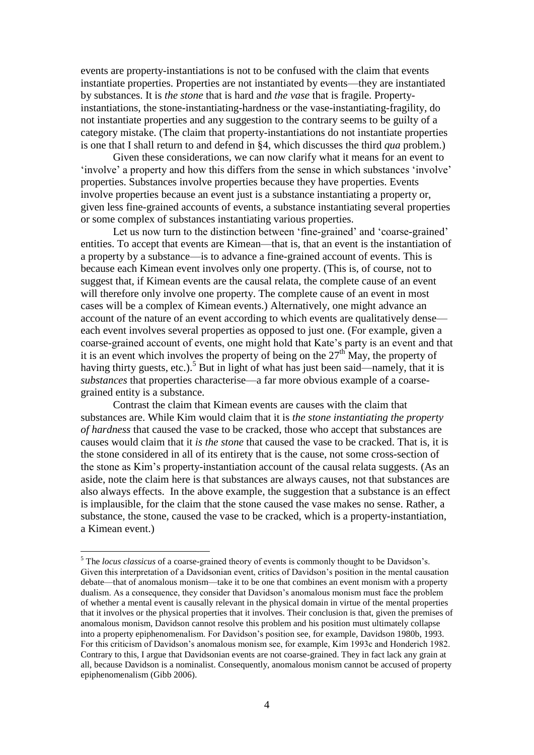events are property-instantiations is not to be confused with the claim that events instantiate properties. Properties are not instantiated by events—they are instantiated by substances. It is *the stone* that is hard and *the vase* that is fragile. Property-instantiations, the stone-instantiating-hardness or the vase-instantiating-fragility, do not instantiate properties and any suggestion to the contrary seems to be guilty of a category mistake. (The claim that property-instantiations do not instantiate properties is one that I shall return to and defend in §4, which discusses the third *qua* problem.)

Given these considerations, we can now clarify what it means for an event to 'involve' a property and how this differs from the sense in which substances 'involve' properties. Substances involve properties because they have properties. Events involve properties because an event just is a substance instantiating a property or, given less fine-grained accounts of events, a substance instantiating several properties or some complex of substances instantiating various properties.

Let us now turn to the distinction between 'fine-grained' and 'coarse-grained' entities. To accept that events are Kimean—that is, that an event is the instantiation of a property by a substance—is to advance a fine-grained account of events. This is because each Kimean event involves only one property. (This is, of course, not to suggest that, if Kimean events are the causal relata, the complete cause of an event will therefore only involve one property. The complete cause of an event in most cases will be a complex of Kimean events.) Alternatively, one might advance an account of the nature of an event according to which events are qualitatively dense—each event involves several properties as opposed to just one. (For example, given a coarse-grained account of events, one might hold that Kate's party is an event and that it is an event which involves the property of being on the 27th May, the property of having thirty guests, etc.).[5] But in light of what has just been said—namely, that it is *substances* that properties characterise—a far more obvious example of a coarse-grained entity is a substance.

Contrast the claim that Kimean events are causes with the claim that substances are. While Kim would claim that it is *the stone instantiating the property of hardness* that caused the vase to be cracked, those who accept that substances are causes would claim that it *is the stone* that caused the vase to be cracked. That is, it is the stone considered in all of its entirety that is the cause, not some cross-section of the stone as Kim's property-instantiation account of the causal relata suggests. (As an aside, note the claim here is that substances are always causes, not that substances are also always effects. In the above example, the suggestion that a substance is an effect is implausible, for the claim that the stone caused the vase makes no sense. Rather, a substance, the stone, caused the vase to be cracked, which is a property-instantiation, a Kimean event.)

---

[5] The *locus classicus* of a coarse-grained theory of events is commonly thought to be Davidson's. Given this interpretation of a Davidsonian event, critics of Davidson's position in the mental causation debate—that of anomalous monism—take it to be one that combines an event monism with a property dualism. As a consequence, they consider that Davidson's anomalous monism must face the problem of whether a mental event is causally relevant in the physical domain in virtue of the mental properties that it involves or the physical properties that it involves. Their conclusion is that, given the premises of anomalous monism, Davidson cannot resolve this problem and his position must ultimately collapse into a property epiphenomenalism. For Davidson's position see, for example, Davidson 1980b, 1993. For this criticism of Davidson's anomalous monism see, for example, Kim 1993c and Honderich 1982. Contrary to this, I argue that Davidsonian events are not coarse-grained. They in fact lack any grain at all, because Davidson is a nominalist. Consequently, anomalous monism cannot be accused of property epiphenomenalism (Gibb 2006).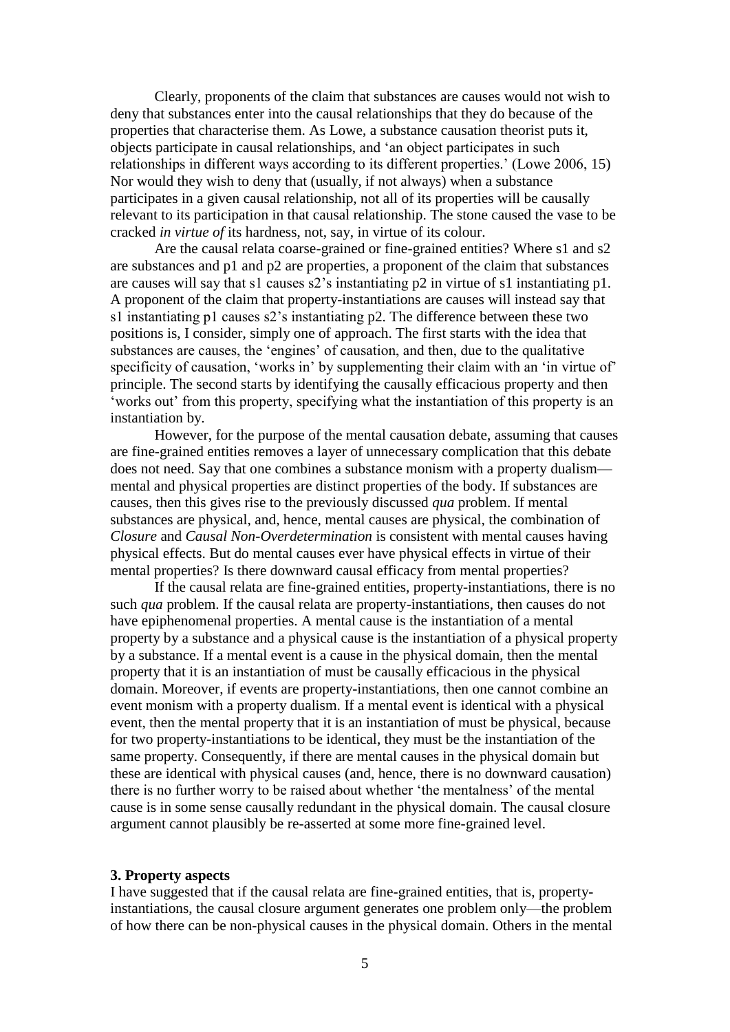Clearly, proponents of the claim that substances are causes would not wish to deny that substances enter into the causal relationships that they do because of the properties that characterise them. As Lowe, a substance causation theorist puts it, objects participate in causal relationships, and 'an object participates in such relationships in different ways according to its different properties.' (Lowe 2006, 15) Nor would they wish to deny that (usually, if not always) when a substance participates in a given causal relationship, not all of its properties will be causally relevant to its participation in that causal relationship. The stone caused the vase to be cracked *in virtue of* its hardness, not, say, in virtue of its colour.

Are the causal relata coarse-grained or fine-grained entities? Where s1 and s2 are substances and p1 and p2 are properties, a proponent of the claim that substances are causes will say that s1 causes s2's instantiating p2 in virtue of s1 instantiating p1. A proponent of the claim that property-instantiations are causes will instead say that s1 instantiating p1 causes s2's instantiating p2. The difference between these two positions is, I consider, simply one of approach. The first starts with the idea that substances are causes, the 'engines' of causation, and then, due to the qualitative specificity of causation, 'works in' by supplementing their claim with an 'in virtue of' principle. The second starts by identifying the causally efficacious property and then 'works out' from this property, specifying what the instantiation of this property is an instantiation by.

However, for the purpose of the mental causation debate, assuming that causes are fine-grained entities removes a layer of unnecessary complication that this debate does not need. Say that one combines a substance monism with a property dualism—mental and physical properties are distinct properties of the body. If substances are causes, then this gives rise to the previously discussed *qua* problem. If mental substances are physical, and, hence, mental causes are physical, the combination of *Closure* and *Causal Non-Overdetermination* is consistent with mental causes having physical effects. But do mental causes ever have physical effects in virtue of their mental properties? Is there downward causal efficacy from mental properties?

If the causal relata are fine-grained entities, property-instantiations, there is no such *qua* problem. If the causal relata are property-instantiations, then causes do not have epiphenomenal properties. A mental cause is the instantiation of a mental property by a substance and a physical cause is the instantiation of a physical property by a substance. If a mental event is a cause in the physical domain, then the mental property that it is an instantiation of must be causally efficacious in the physical domain. Moreover, if events are property-instantiations, then one cannot combine an event monism with a property dualism. If a mental event is identical with a physical event, then the mental property that it is an instantiation of must be physical, because for two property-instantiations to be identical, they must be the instantiation of the same property. Consequently, if there are mental causes in the physical domain but these are identical with physical causes (and, hence, there is no downward causation) there is no further worry to be raised about whether 'the mentalness' of the mental cause is in some sense causally redundant in the physical domain. The causal closure argument cannot plausibly be re-asserted at some more fine-grained level.

### 3. Property aspects

I have suggested that if the causal relata are fine-grained entities, that is, property-instantiations, the causal closure argument generates one problem only—the problem of how there can be non-physical causes in the physical domain. Others in the mental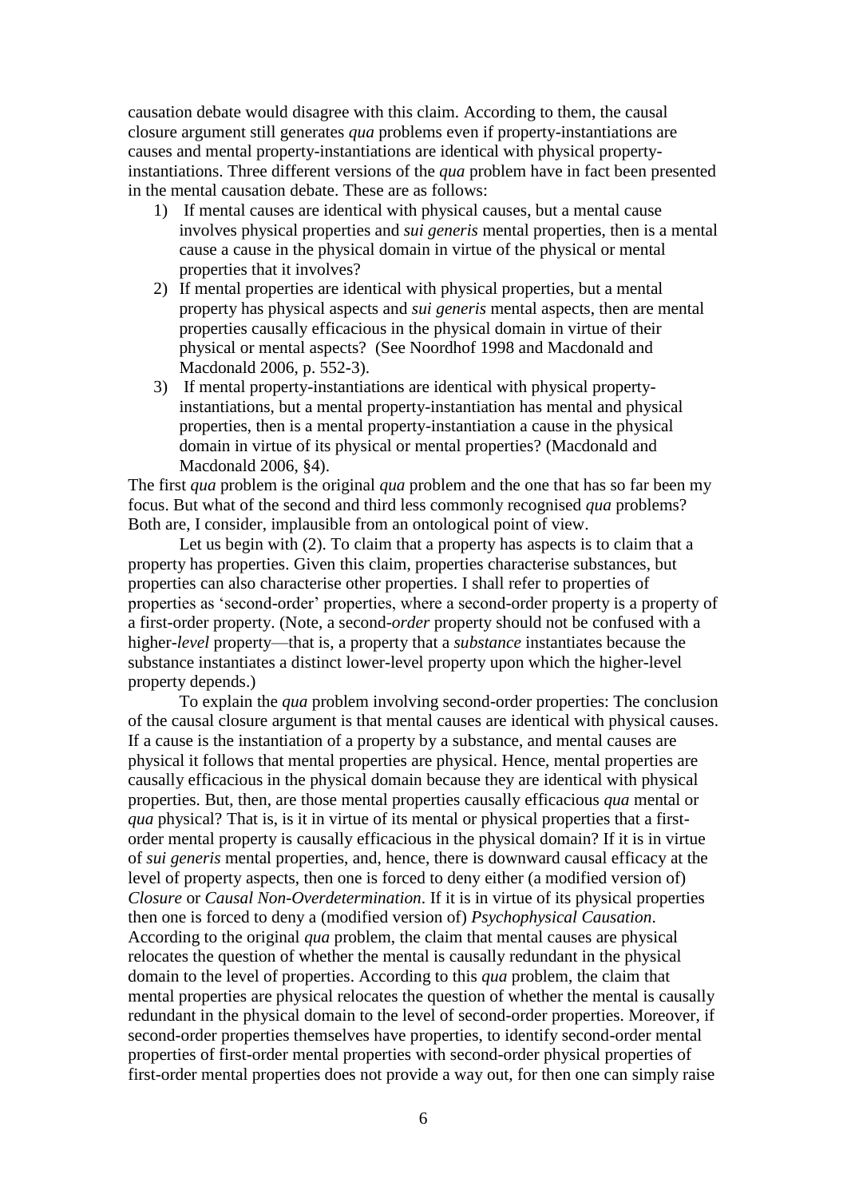causation debate would disagree with this claim. According to them, the causal closure argument still generates *qua* problems even if property-instantiations are causes and mental property-instantiations are identical with physical property-instantiations. Three different versions of the *qua* problem have in fact been presented in the mental causation debate. These are as follows:

1) If mental causes are identical with physical causes, but a mental cause involves physical properties and *sui generis* mental properties, then is a mental cause a cause in the physical domain in virtue of the physical or mental properties that it involves?
2) If mental properties are identical with physical properties, but a mental property has physical aspects and *sui generis* mental aspects, then are mental properties causally efficacious in the physical domain in virtue of their physical or mental aspects? (See Noordhof 1998 and Macdonald and Macdonald 2006, p. 552-3).
3) If mental property-instantiations are identical with physical property-instantiations, but a mental property-instantiation has mental and physical properties, then is a mental property-instantiation a cause in the physical domain in virtue of its physical or mental properties? (Macdonald and Macdonald 2006, §4).

The first *qua* problem is the original *qua* problem and the one that has so far been my focus. But what of the second and third less commonly recognised *qua* problems? Both are, I consider, implausible from an ontological point of view.

Let us begin with (2). To claim that a property has aspects is to claim that a property has properties. Given this claim, properties characterise substances, but properties can also characterise other properties. I shall refer to properties of properties as 'second-order' properties, where a second-order property is a property of a first-order property. (Note, a second-*order* property should not be confused with a higher-*level* property—that is, a property that a *substance* instantiates because the substance instantiates a distinct lower-level property upon which the higher-level property depends.)

To explain the *qua* problem involving second-order properties: The conclusion of the causal closure argument is that mental causes are identical with physical causes. If a cause is the instantiation of a property by a substance, and mental causes are physical it follows that mental properties are physical. Hence, mental properties are causally efficacious in the physical domain because they are identical with physical properties. But, then, are those mental properties causally efficacious *qua* mental or *qua* physical? That is, is it in virtue of its mental or physical properties that a first-order mental property is causally efficacious in the physical domain? If it is in virtue of *sui generis* mental properties, and, hence, there is downward causal efficacy at the level of property aspects, then one is forced to deny either (a modified version of) *Closure* or *Causal Non-Overdetermination*. If it is in virtue of its physical properties then one is forced to deny a (modified version of) *Psychophysical Causation*. According to the original *qua* problem, the claim that mental causes are physical relocates the question of whether the mental is causally redundant in the physical domain to the level of properties. According to this *qua* problem, the claim that mental properties are physical relocates the question of whether the mental is causally redundant in the physical domain to the level of second-order properties. Moreover, if second-order properties themselves have properties, to identify second-order mental properties of first-order mental properties with second-order physical properties of first-order mental properties does not provide a way out, for then one can simply raise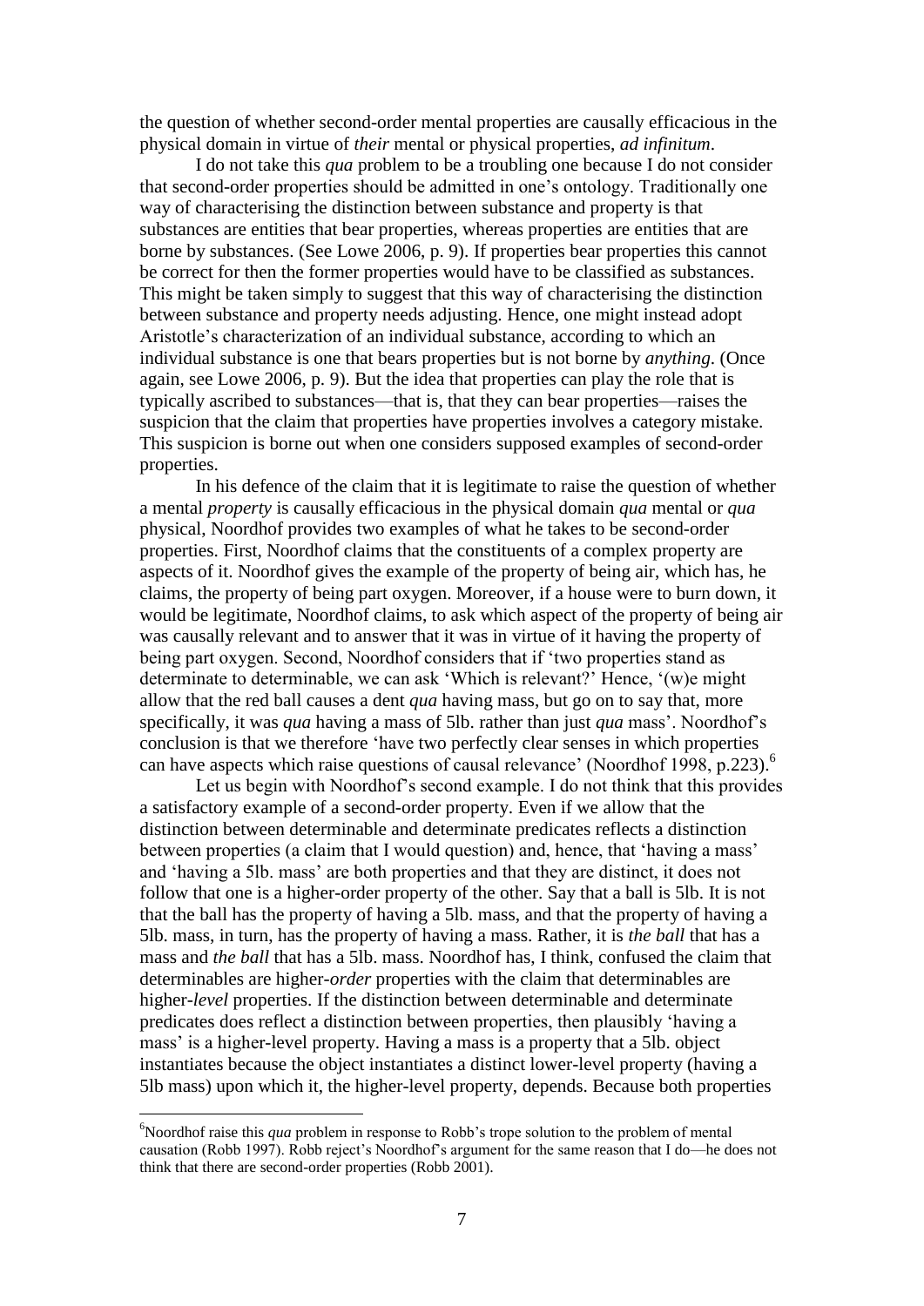the question of whether second-order mental properties are causally efficacious in the physical domain in virtue of *their* mental or physical properties, *ad infinitum*.

I do not take this *qua* problem to be a troubling one because I do not consider that second-order properties should be admitted in one's ontology. Traditionally one way of characterising the distinction between substance and property is that substances are entities that bear properties, whereas properties are entities that are borne by substances. (See Lowe 2006, p. 9). If properties bear properties this cannot be correct for then the former properties would have to be classified as substances. This might be taken simply to suggest that this way of characterising the distinction between substance and property needs adjusting. Hence, one might instead adopt Aristotle's characterization of an individual substance, according to which an individual substance is one that bears properties but is not borne by *anything*. (Once again, see Lowe 2006, p. 9). But the idea that properties can play the role that is typically ascribed to substances—that is, that they can bear properties—raises the suspicion that the claim that properties have properties involves a category mistake. This suspicion is borne out when one considers supposed examples of second-order properties.

In his defence of the claim that it is legitimate to raise the question of whether a mental *property* is causally efficacious in the physical domain *qua* mental or *qua* physical, Noordhof provides two examples of what he takes to be second-order properties. First, Noordhof claims that the constituents of a complex property are aspects of it. Noordhof gives the example of the property of being air, which has, he claims, the property of being part oxygen. Moreover, if a house were to burn down, it would be legitimate, Noordhof claims, to ask which aspect of the property of being air was causally relevant and to answer that it was in virtue of it having the property of being part oxygen. Second, Noordhof considers that if 'two properties stand as determinate to determinable, we can ask 'Which is relevant?' Hence, '(w)e might allow that the red ball causes a dent *qua* having mass, but go on to say that, more specifically, it was *qua* having a mass of 5lb. rather than just *qua* mass'. Noordhof's conclusion is that we therefore 'have two perfectly clear senses in which properties can have aspects which raise questions of causal relevance' (Noordhof 1998, p.223).[6]

Let us begin with Noordhof's second example. I do not think that this provides a satisfactory example of a second-order property. Even if we allow that the distinction between determinable and determinate predicates reflects a distinction between properties (a claim that I would question) and, hence, that 'having a mass' and 'having a 5lb. mass' are both properties and that they are distinct, it does not follow that one is a higher-order property of the other. Say that a ball is 5lb. It is not that the ball has the property of having a 5lb. mass, and that the property of having a 5lb. mass, in turn, has the property of having a mass. Rather, it is *the ball* that has a mass and *the ball* that has a 5lb. mass. Noordhof has, I think, confused the claim that determinables are higher-*order* properties with the claim that determinables are higher-*level* properties. If the distinction between determinable and determinate predicates does reflect a distinction between properties, then plausibly 'having a mass' is a higher-level property. Having a mass is a property that a 5lb. object instantiates because the object instantiates a distinct lower-level property (having a 5lb mass) upon which it, the higher-level property, depends. Because both properties

[6] Noordhof raise this *qua* problem in response to Robb's trope solution to the problem of mental causation (Robb 1997). Robb reject's Noordhof's argument for the same reason that I do—he does not think that there are second-order properties (Robb 2001).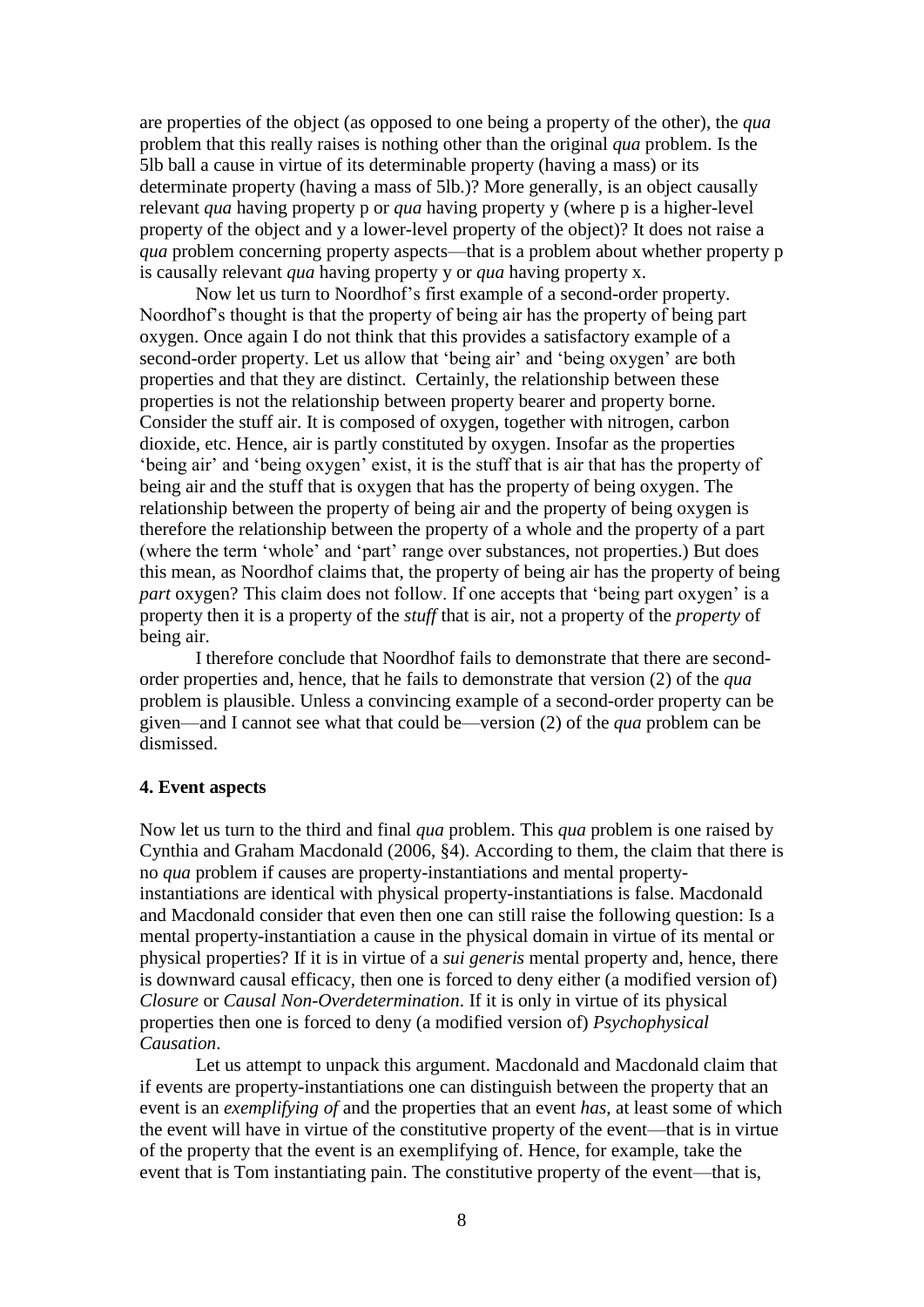are properties of the object (as opposed to one being a property of the other), the *qua* problem that this really raises is nothing other than the original *qua* problem. Is the 5lb ball a cause in virtue of its determinable property (having a mass) or its determinate property (having a mass of 5lb.)? More generally, is an object causally relevant *qua* having property p or *qua* having property y (where p is a higher-level property of the object and y a lower-level property of the object)? It does not raise a *qua* problem concerning property aspects—that is a problem about whether property p is causally relevant *qua* having property y or *qua* having property x.

Now let us turn to Noordhof's first example of a second-order property. Noordhof's thought is that the property of being air has the property of being part oxygen. Once again I do not think that this provides a satisfactory example of a second-order property. Let us allow that 'being air' and 'being oxygen' are both properties and that they are distinct. Certainly, the relationship between these properties is not the relationship between property bearer and property borne. Consider the stuff air. It is composed of oxygen, together with nitrogen, carbon dioxide, etc. Hence, air is partly constituted by oxygen. Insofar as the properties 'being air' and 'being oxygen' exist, it is the stuff that is air that has the property of being air and the stuff that is oxygen that has the property of being oxygen. The relationship between the property of being air and the property of being oxygen is therefore the relationship between the property of a whole and the property of a part (where the term 'whole' and 'part' range over substances, not properties.) But does this mean, as Noordhof claims that, the property of being air has the property of being *part* oxygen? This claim does not follow. If one accepts that 'being part oxygen' is a property then it is a property of the *stuff* that is air, not a property of the *property* of being air.

I therefore conclude that Noordhof fails to demonstrate that there are second-order properties and, hence, that he fails to demonstrate that version (2) of the *qua* problem is plausible. Unless a convincing example of a second-order property can be given—and I cannot see what that could be—version (2) of the *qua* problem can be dismissed.

#### 4. Event aspects

Now let us turn to the third and final *qua* problem. This *qua* problem is one raised by Cynthia and Graham Macdonald (2006, §4). According to them, the claim that there is no *qua* problem if causes are property-instantiations and mental property-instantiations are identical with physical property-instantiations is false. Macdonald and Macdonald consider that even then one can still raise the following question: Is a mental property-instantiation a cause in the physical domain in virtue of its mental or physical properties? If it is in virtue of a *sui generis* mental property and, hence, there is downward causal efficacy, then one is forced to deny either (a modified version of) *Closure* or *Causal Non-Overdetermination*. If it is only in virtue of its physical properties then one is forced to deny (a modified version of) *Psychophysical Causation*.

Let us attempt to unpack this argument. Macdonald and Macdonald claim that if events are property-instantiations one can distinguish between the property that an event is an *exemplifying of* and the properties that an event *has*, at least some of which the event will have in virtue of the constitutive property of the event—that is in virtue of the property that the event is an exemplifying of. Hence, for example, take the event that is Tom instantiating pain. The constitutive property of the event—that is,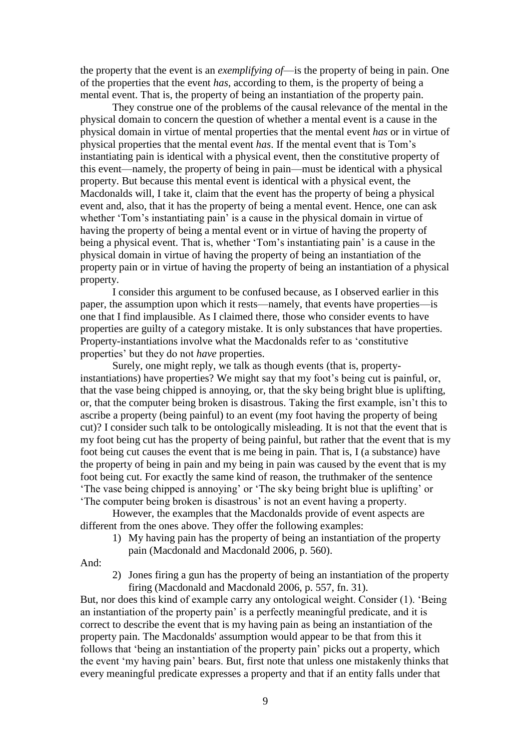the property that the event is an *exemplifying of*—is the property of being in pain. One of the properties that the event *has*, according to them, is the property of being a mental event. That is, the property of being an instantiation of the property pain.

They construe one of the problems of the causal relevance of the mental in the physical domain to concern the question of whether a mental event is a cause in the physical domain in virtue of mental properties that the mental event *has* or in virtue of physical properties that the mental event *has*. If the mental event that is Tom's instantiating pain is identical with a physical event, then the constitutive property of this event—namely, the property of being in pain—must be identical with a physical property. But because this mental event is identical with a physical event, the Macdonalds will, I take it, claim that the event has the property of being a physical event and, also, that it has the property of being a mental event. Hence, one can ask whether 'Tom's instantiating pain' is a cause in the physical domain in virtue of having the property of being a mental event or in virtue of having the property of being a physical event. That is, whether 'Tom's instantiating pain' is a cause in the physical domain in virtue of having the property of being an instantiation of the property pain or in virtue of having the property of being an instantiation of a physical property.

I consider this argument to be confused because, as I observed earlier in this paper, the assumption upon which it rests—namely, that events have properties—is one that I find implausible. As I claimed there, those who consider events to have properties are guilty of a category mistake. It is only substances that have properties. Property-instantiations involve what the Macdonalds refer to as 'constitutive properties' but they do not *have* properties.

Surely, one might reply, we talk as though events (that is, property-instantiations) have properties? We might say that my foot's being cut is painful, or, that the vase being chipped is annoying, or, that the sky being bright blue is uplifting, or, that the computer being broken is disastrous. Taking the first example, isn't this to ascribe a property (being painful) to an event (my foot having the property of being cut)? I consider such talk to be ontologically misleading. It is not that the event that is my foot being cut has the property of being painful, but rather that the event that is my foot being cut causes the event that is me being in pain. That is, I (a substance) have the property of being in pain and my being in pain was caused by the event that is my foot being cut. For exactly the same kind of reason, the truthmaker of the sentence 'The vase being chipped is annoying' or 'The sky being bright blue is uplifting' or 'The computer being broken is disastrous' is not an event having a property.

However, the examples that the Macdonalds provide of event aspects are different from the ones above. They offer the following examples:

1) My having pain has the property of being an instantiation of the property pain (Macdonald and Macdonald 2006, p. 560).

And:

2) Jones firing a gun has the property of being an instantiation of the property firing (Macdonald and Macdonald 2006, p. 557, fn. 31).

But, nor does this kind of example carry any ontological weight. Consider (1). 'Being an instantiation of the property pain' is a perfectly meaningful predicate, and it is correct to describe the event that is my having pain as being an instantiation of the property pain. The Macdonalds' assumption would appear to be that from this it follows that 'being an instantiation of the property pain' picks out a property, which the event 'my having pain' bears. But, first note that unless one mistakenly thinks that every meaningful predicate expresses a property and that if an entity falls under that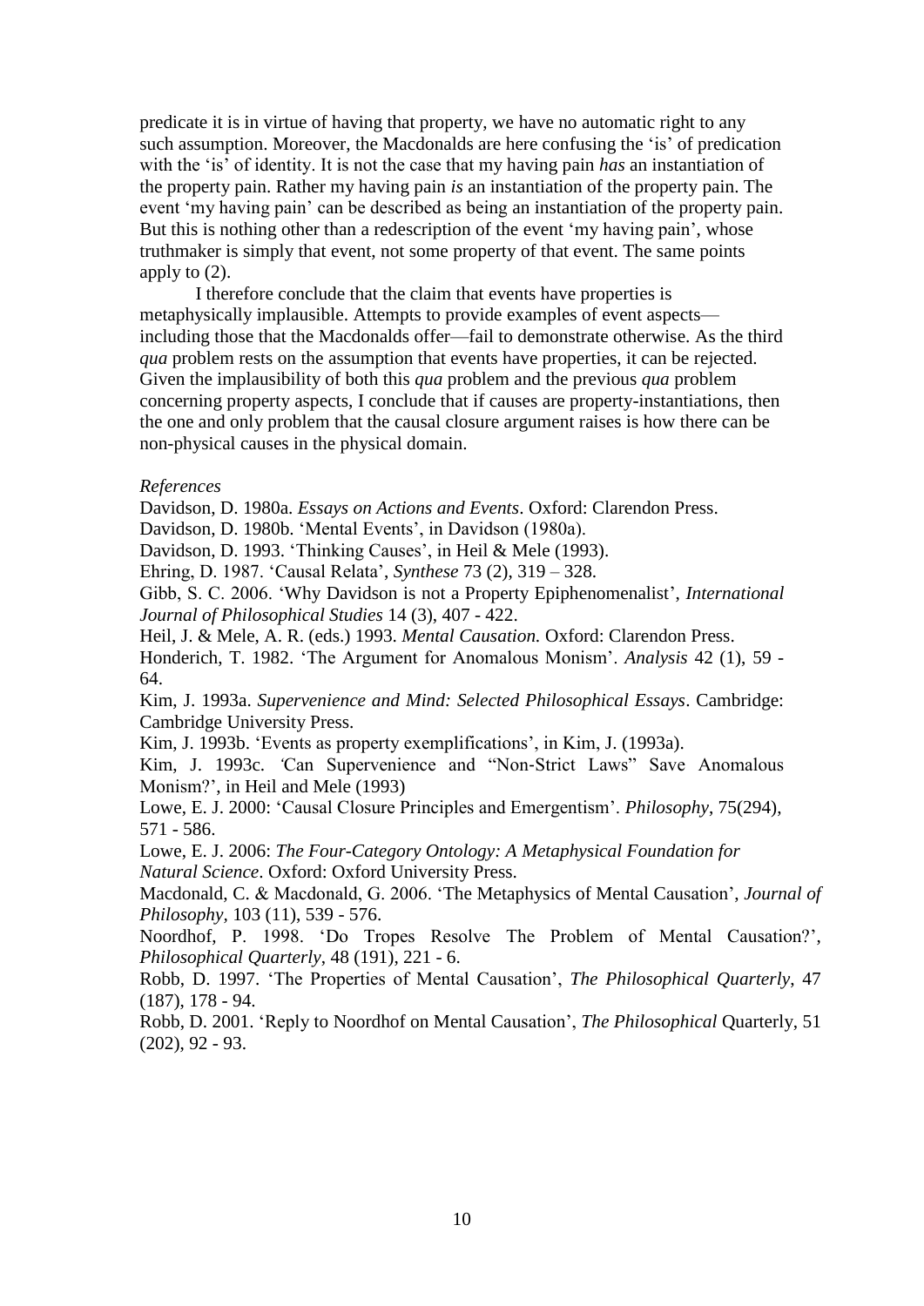predicate it is in virtue of having that property, we have no automatic right to any such assumption. Moreover, the Macdonalds are here confusing the 'is' of predication with the 'is' of identity. It is not the case that my having pain *has* an instantiation of the property pain. Rather my having pain *is* an instantiation of the property pain. The event 'my having pain' can be described as being an instantiation of the property pain. But this is nothing other than a redescription of the event 'my having pain', whose truthmaker is simply that event, not some property of that event. The same points apply to (2).

I therefore conclude that the claim that events have properties is metaphysically implausible. Attempts to provide examples of event aspects—including those that the Macdonalds offer—fail to demonstrate otherwise. As the third *qua* problem rests on the assumption that events have properties, it can be rejected. Given the implausibility of both this *qua* problem and the previous *qua* problem concerning property aspects, I conclude that if causes are property-instantiations, then the one and only problem that the causal closure argument raises is how there can be non-physical causes in the physical domain.

*References*

Davidson, D. 1980a. *Essays on Actions and Events*. Oxford: Clarendon Press.

Davidson, D. 1980b. 'Mental Events', in Davidson (1980a).

Davidson, D. 1993. 'Thinking Causes', in Heil & Mele (1993).

Ehring, D. 1987. 'Causal Relata', *Synthese* 73 (2), 319 – 328.

Gibb, S. C. 2006. 'Why Davidson is not a Property Epiphenomenalist', *International Journal of Philosophical Studies* 14 (3), 407 - 422.

Heil, J. & Mele, A. R. (eds.) 1993. *Mental Causation.* Oxford: Clarendon Press.

Honderich, T. 1982. 'The Argument for Anomalous Monism'. *Analysis* 42 (1), 59 - 64.

Kim, J. 1993a. *Supervenience and Mind: Selected Philosophical Essays*. Cambridge: Cambridge University Press.

Kim, J. 1993b. 'Events as property exemplifications', in Kim, J. (1993a).

Kim, J. 1993c. 'Can Supervenience and "Non-Strict Laws" Save Anomalous Monism?', in Heil and Mele (1993)

Lowe, E. J. 2000: 'Causal Closure Principles and Emergentism'. *Philosophy*, 75(294), 571 - 586.

Lowe, E. J. 2006: *The Four-Category Ontology: A Metaphysical Foundation for Natural Science*. Oxford: Oxford University Press.

Macdonald, C. & Macdonald, G. 2006. 'The Metaphysics of Mental Causation', *Journal of Philosophy*, 103 (11), 539 - 576.

Noordhof, P. 1998. 'Do Tropes Resolve The Problem of Mental Causation?', *Philosophical Quarterly*, 48 (191), 221 - 6.

Robb, D. 1997. 'The Properties of Mental Causation', *The Philosophical Quarterly*, 47 (187), 178 - 94.

Robb, D. 2001. 'Reply to Noordhof on Mental Causation', *The Philosophical* Quarterly, 51 (202), 92 - 93.